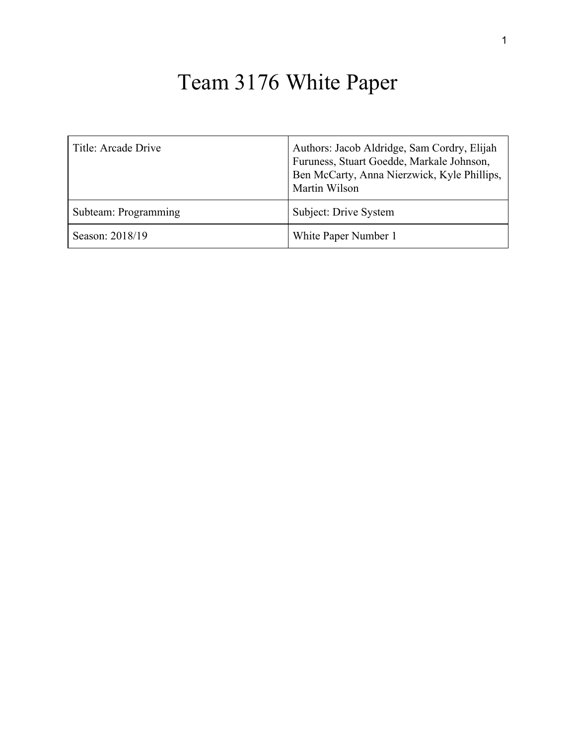# Team 3176 White Paper

| Title: Arcade Drive | Authors: Jacob Aldridge, Sam Cordry, Elijah Furuness, Stuart Goedde, Markale Johnson, Ben McCarty, Anna Nierzwick, Kyle Phillips, Martin Wilson |
|---|---|
| Subteam: Programming | Subject: Drive System |
| Season: 2018/19 | White Paper Number 1 |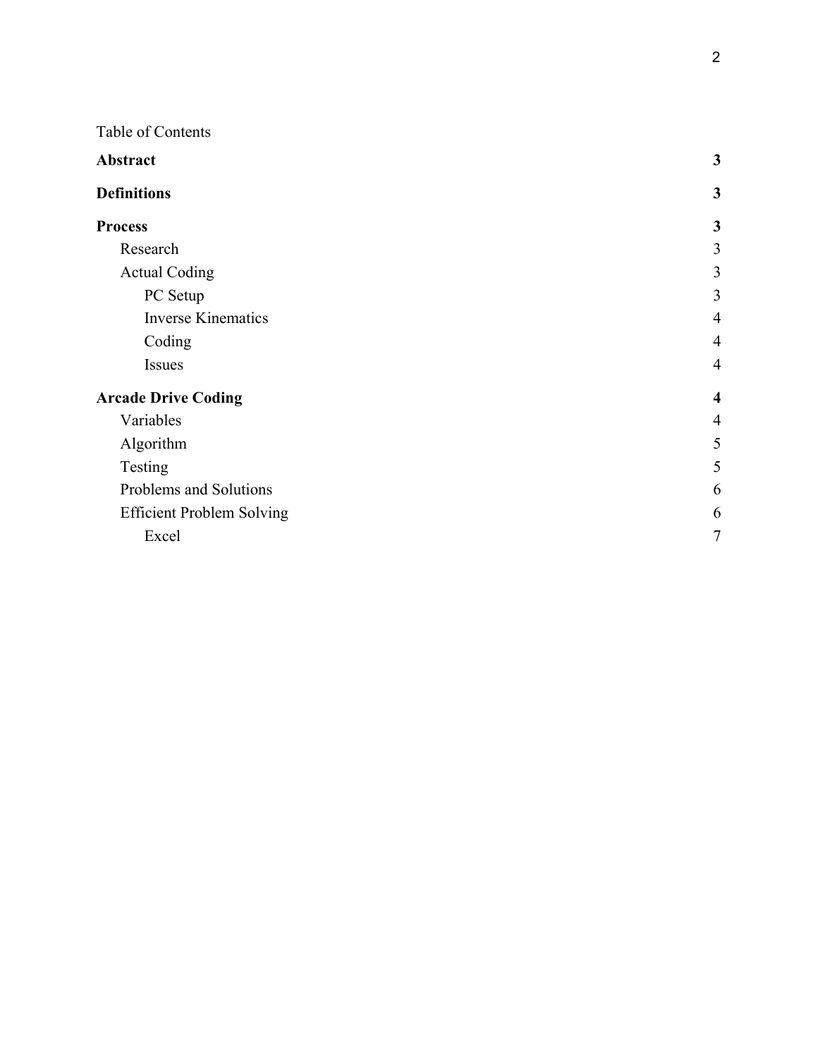Table of Contents

| | |
|---|---|
| **Abstract** | **3** |
| **Definitions** | **3** |
| **Process** | **3** |
| Research | 3 |
| Actual Coding | 3 |
| PC Setup | 3 |
| Inverse Kinematics | 4 |
| Coding | 4 |
| Issues | 4 |
| **Arcade Drive Coding** | **4** |
| Variables | 4 |
| Algorithm | 5 |
| Testing | 5 |
| Problems and Solutions | 6 |
| Efficient Problem Solving | 6 |
| Excel | 7 |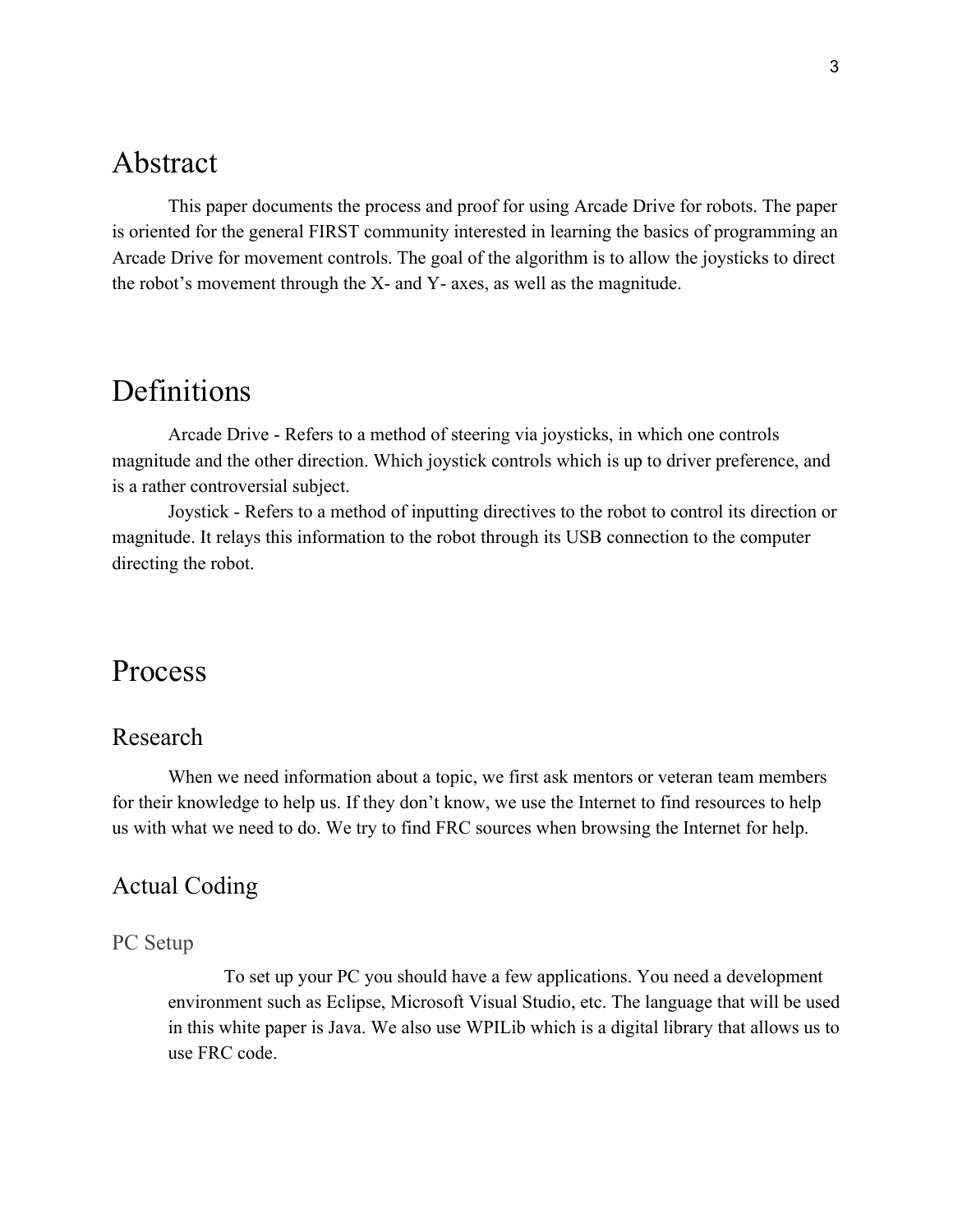# Abstract

This paper documents the process and proof for using Arcade Drive for robots. The paper is oriented for the general FIRST community interested in learning the basics of programming an Arcade Drive for movement controls. The goal of the algorithm is to allow the joysticks to direct the robot's movement through the X- and Y- axes, as well as the magnitude.

# Definitions

Arcade Drive - Refers to a method of steering via joysticks, in which one controls magnitude and the other direction. Which joystick controls which is up to driver preference, and is a rather controversial subject.

Joystick - Refers to a method of inputting directives to the robot to control its direction or magnitude. It relays this information to the robot through its USB connection to the computer directing the robot.

# Process

## Research

When we need information about a topic, we first ask mentors or veteran team members for their knowledge to help us. If they don't know, we use the Internet to find resources to help us with what we need to do. We try to find FRC sources when browsing the Internet for help.

## Actual Coding

### PC Setup

To set up your PC you should have a few applications. You need a development environment such as Eclipse, Microsoft Visual Studio, etc. The language that will be used in this white paper is Java. We also use WPILib which is a digital library that allows us to use FRC code.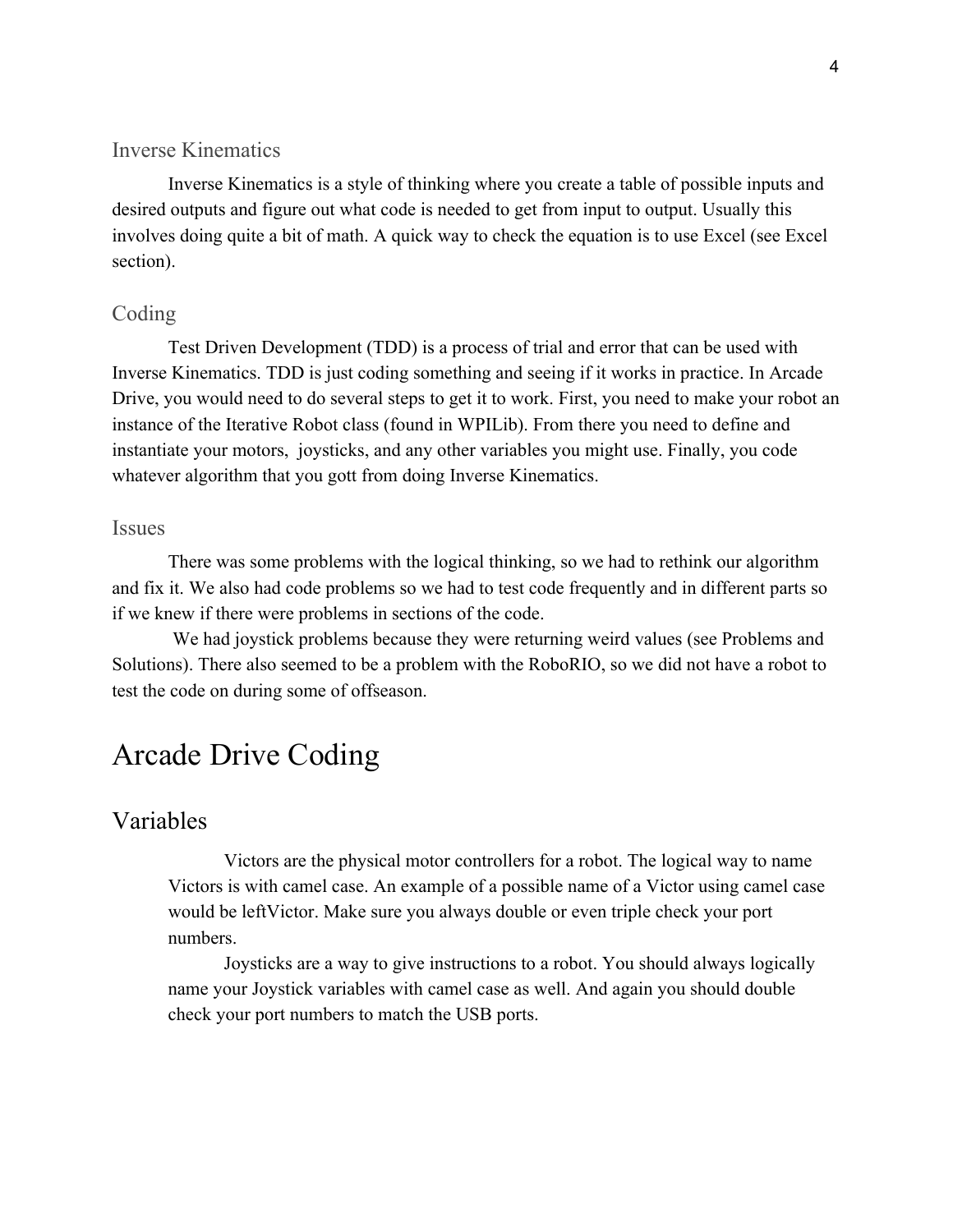### Inverse Kinematics

Inverse Kinematics is a style of thinking where you create a table of possible inputs and desired outputs and figure out what code is needed to get from input to output. Usually this involves doing quite a bit of math. A quick way to check the equation is to use Excel (see Excel section).

### Coding

Test Driven Development (TDD) is a process of trial and error that can be used with Inverse Kinematics. TDD is just coding something and seeing if it works in practice. In Arcade Drive, you would need to do several steps to get it to work. First, you need to make your robot an instance of the Iterative Robot class (found in WPILib). From there you need to define and instantiate your motors, joysticks, and any other variables you might use. Finally, you code whatever algorithm that you gott from doing Inverse Kinematics.

### Issues

There was some problems with the logical thinking, so we had to rethink our algorithm and fix it. We also had code problems so we had to test code frequently and in different parts so if we knew if there were problems in sections of the code.

We had joystick problems because they were returning weird values (see Problems and Solutions). There also seemed to be a problem with the RoboRIO, so we did not have a robot to test the code on during some of offseason.

# Arcade Drive Coding

## Variables

Victors are the physical motor controllers for a robot. The logical way to name Victors is with camel case. An example of a possible name of a Victor using camel case would be leftVictor. Make sure you always double or even triple check your port numbers.

Joysticks are a way to give instructions to a robot. You should always logically name your Joystick variables with camel case as well. And again you should double check your port numbers to match the USB ports.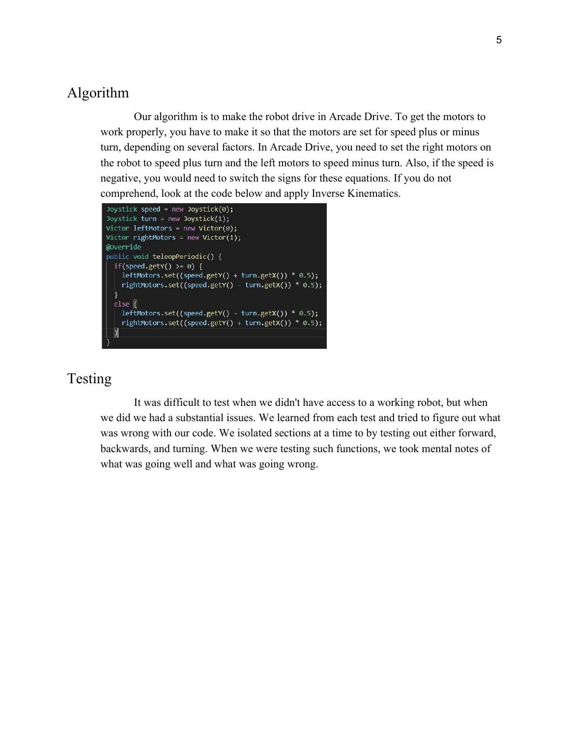## Algorithm

Our algorithm is to make the robot drive in Arcade Drive. To get the motors to work properly, you have to make it so that the motors are set for speed plus or minus turn, depending on several factors. In Arcade Drive, you need to set the right motors on the robot to speed plus turn and the left motors to speed minus turn. Also, if the speed is negative, you would need to switch the signs for these equations. If you do not comprehend, look at the code below and apply Inverse Kinematics.

```java
Joystick speed = new Joystick(0);
Joystick turn = new Joystick(1);
Victor leftMotors = new Victor(0);
Victor rightMotors = new Victor(1);
@Override
public void teleopPeriodic() {
  if(speed.getY() >= 0) {
    leftMotors.set((speed.getY() + turn.getX()) * 0.5);
    rightMotors.set((speed.getY() - turn.getX()) * 0.5);
  }
  else {
    leftMotors.set((speed.getY() - turn.getX()) * 0.5);
    rightMotors.set((speed.getY() + turn.getX()) * 0.5);
  }
}
```

## Testing

It was difficult to test when we didn't have access to a working robot, but when we did we had a substantial issues. We learned from each test and tried to figure out what was wrong with our code. We isolated sections at a time to by testing out either forward, backwards, and turning. When we were testing such functions, we took mental notes of what was going well and what was going wrong.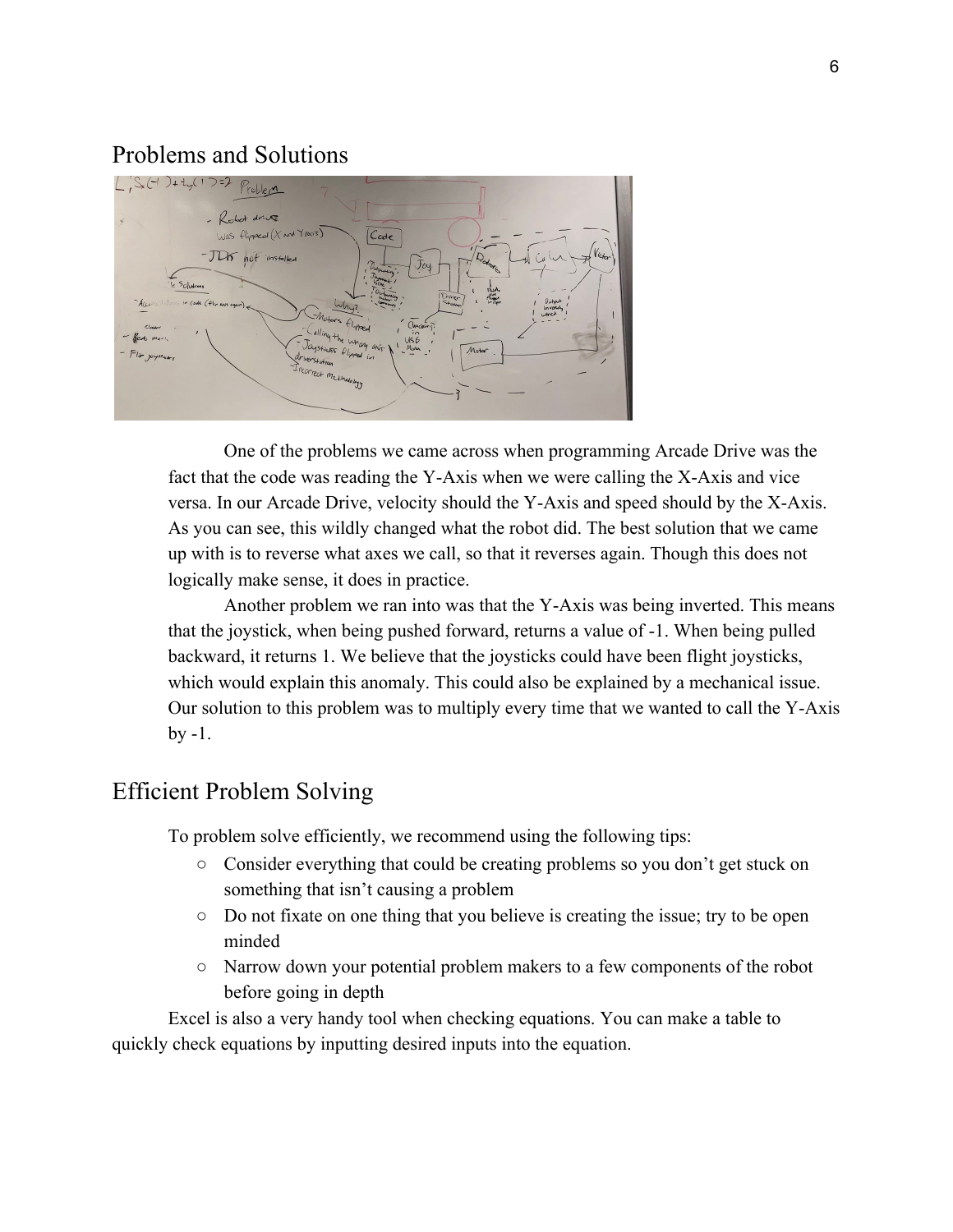## Problems and Solutions

One of the problems we came across when programming Arcade Drive was the fact that the code was reading the Y-Axis when we were calling the X-Axis and vice versa. In our Arcade Drive, velocity should the Y-Axis and speed should by the X-Axis. As you can see, this wildly changed what the robot did. The best solution that we came up with is to reverse what axes we call, so that it reverses again. Though this does not logically make sense, it does in practice.

Another problem we ran into was that the Y-Axis was being inverted. This means that the joystick, when being pushed forward, returns a value of -1. When being pulled backward, it returns 1. We believe that the joysticks could have been flight joysticks, which would explain this anomaly. This could also be explained by a mechanical issue. Our solution to this problem was to multiply every time that we wanted to call the Y-Axis by -1.

## Efficient Problem Solving

To problem solve efficiently, we recommend using the following tips:

- Consider everything that could be creating problems so you don't get stuck on something that isn't causing a problem
- Do not fixate on one thing that you believe is creating the issue; try to be open minded
- Narrow down your potential problem makers to a few components of the robot before going in depth

Excel is also a very handy tool when checking equations. You can make a table to quickly check equations by inputting desired inputs into the equation.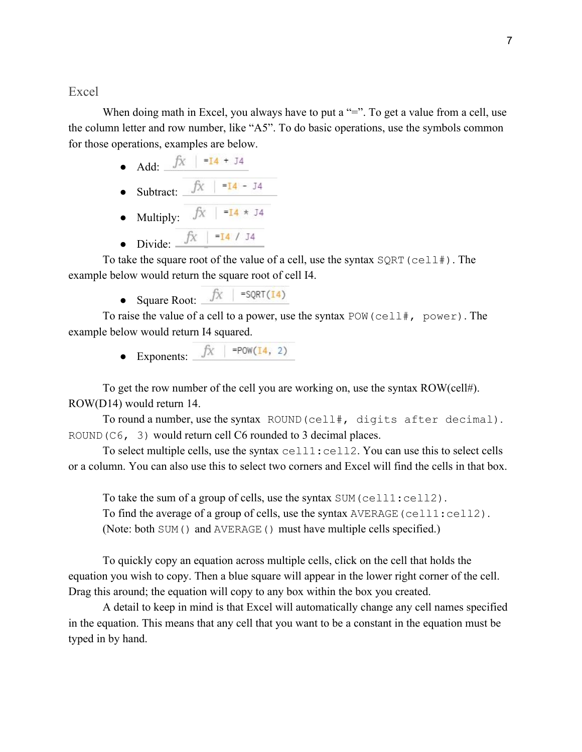## Excel

When doing math in Excel, you always have to put a "=". To get a value from a cell, use the column letter and row number, like "A5". To do basic operations, use the symbols common for those operations, examples are below.

- Add: `fx | =I4 + J4`
- Subtract: `fx | =I4 - J4`
- Multiply: `fx | =I4 * J4`
- Divide: `fx | =I4 / J4`

To take the square root of the value of a cell, use the syntax `SQRT(cell#)`. The example below would return the square root of cell I4.

- Square Root: `fx | =SQRT(I4)`

To raise the value of a cell to a power, use the syntax `POW(cell#, power)`. The example below would return I4 squared.

- Exponents: `fx | =POW(I4, 2)`

To get the row number of the cell you are working on, use the syntax ROW(cell#). ROW(D14) would return 14.

To round a number, use the syntax `ROUND(cell#, digits after decimal)`. `ROUND(C6, 3)` would return cell C6 rounded to 3 decimal places.

To select multiple cells, use the syntax `cell1:cell2`. You can use this to select cells or a column. You can also use this to select two corners and Excel will find the cells in that box.

To take the sum of a group of cells, use the syntax `SUM(cell1:cell2)`.
To find the average of a group of cells, use the syntax `AVERAGE(cell1:cell2)`.
(Note: both `SUM()` and `AVERAGE()` must have multiple cells specified.)

To quickly copy an equation across multiple cells, click on the cell that holds the equation you wish to copy. Then a blue square will appear in the lower right corner of the cell. Drag this around; the equation will copy to any box within the box you created.

A detail to keep in mind is that Excel will automatically change any cell names specified in the equation. This means that any cell that you want to be a constant in the equation must be typed in by hand.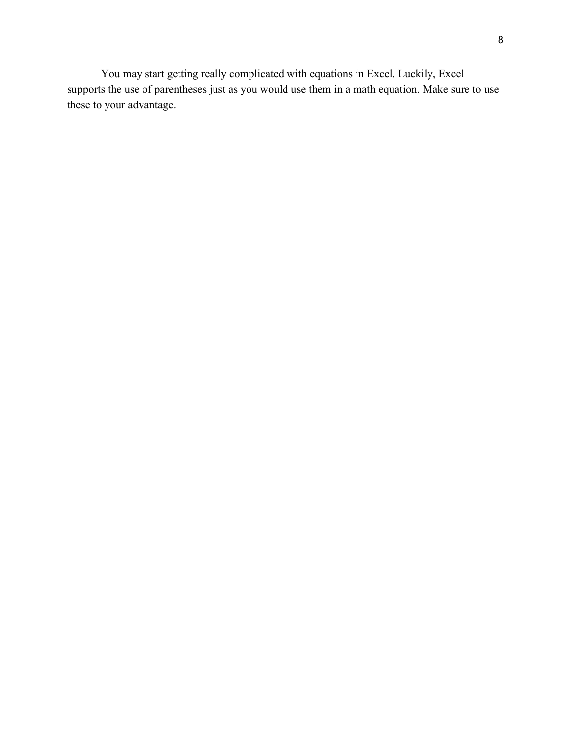You may start getting really complicated with equations in Excel. Luckily, Excel supports the use of parentheses just as you would use them in a math equation. Make sure to use these to your advantage.